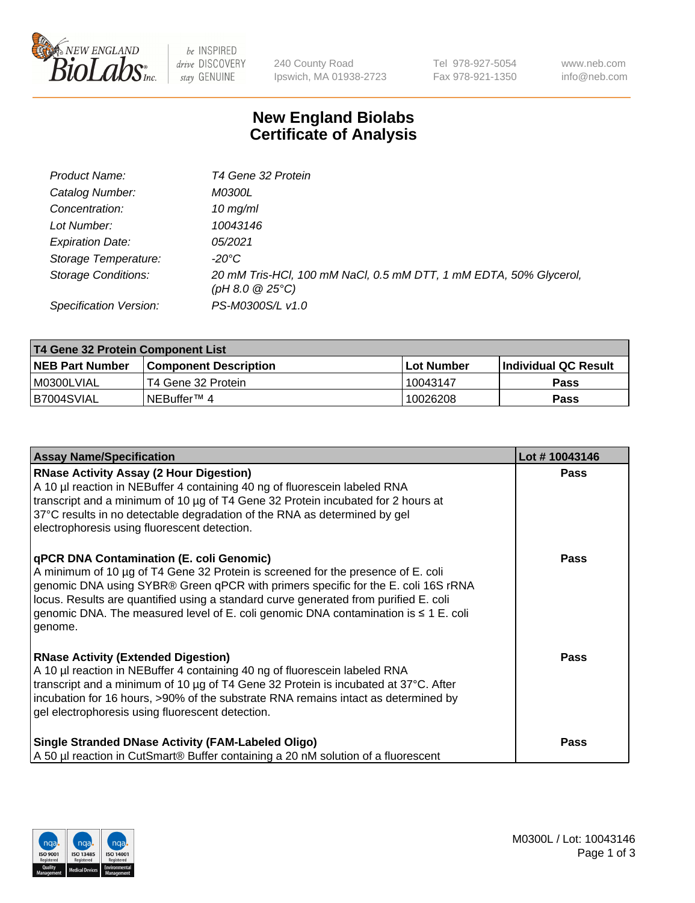# New England Biolabs Certificate of Analysis

| | |
|---|---|
| *Product Name:* | *T4 Gene 32 Protein* |
| *Catalog Number:* | *M0300L* |
| *Concentration:* | *10 mg/ml* |
| *Lot Number:* | *10043146* |
| *Expiration Date:* | *05/2021* |
| *Storage Temperature:* | *-20°C* |
| *Storage Conditions:* | *20 mM Tris-HCl, 100 mM NaCl, 0.5 mM DTT, 1 mM EDTA, 50% Glycerol, (pH 8.0 @ 25°C)* |
| *Specification Version:* | *PS-M0300S/L v1.0* |

| T4 Gene 32 Protein Component List | | | |
|---|---|---|---|
| **NEB Part Number** | **Component Description** | **Lot Number** | **Individual QC Result** |
| M0300LVIAL | T4 Gene 32 Protein | 10043147 | **Pass** |
| B7004SVIAL | NEBuffer™ 4 | 10026208 | **Pass** |

| Assay Name/Specification | Lot # 10043146 |
|---|---|
| **RNase Activity Assay (2 Hour Digestion)**<br>A 10 µl reaction in NEBuffer 4 containing 40 ng of fluorescein labeled RNA transcript and a minimum of 10 µg of T4 Gene 32 Protein incubated for 2 hours at 37°C results in no detectable degradation of the RNA as determined by gel electrophoresis using fluorescent detection. | **Pass** |
| **qPCR DNA Contamination (E. coli Genomic)**<br>A minimum of 10 µg of T4 Gene 32 Protein is screened for the presence of E. coli genomic DNA using SYBR® Green qPCR with primers specific for the E. coli 16S rRNA locus. Results are quantified using a standard curve generated from purified E. coli genomic DNA. The measured level of E. coli genomic DNA contamination is ≤ 1 E. coli genome. | **Pass** |
| **RNase Activity (Extended Digestion)**<br>A 10 µl reaction in NEBuffer 4 containing 40 ng of fluorescein labeled RNA transcript and a minimum of 10 µg of T4 Gene 32 Protein is incubated at 37°C. After incubation for 16 hours, >90% of the substrate RNA remains intact as determined by gel electrophoresis using fluorescent detection. | **Pass** |
| **Single Stranded DNase Activity (FAM-Labeled Oligo)**<br>A 50 µl reaction in CutSmart® Buffer containing a 20 nM solution of a fluorescent | **Pass** |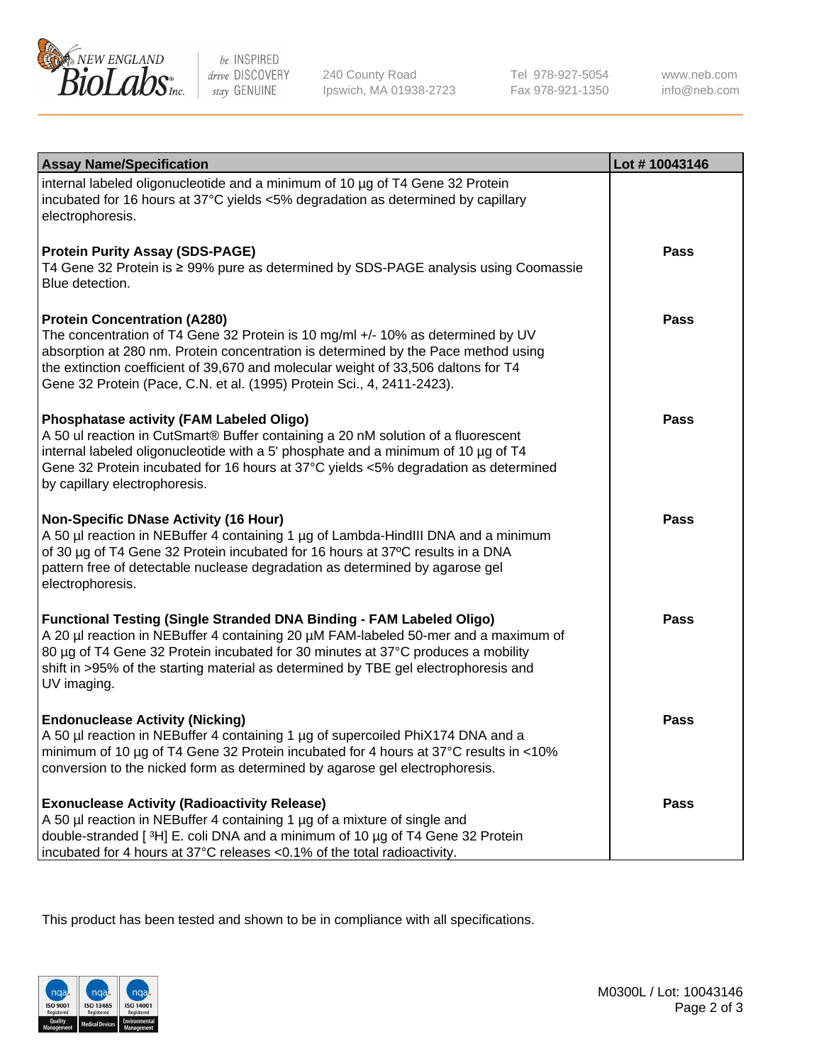| Assay Name/Specification | Lot # 10043146 |
|---|---|
| internal labeled oligonucleotide and a minimum of 10 µg of T4 Gene 32 Protein incubated for 16 hours at 37°C yields <5% degradation as determined by capillary electrophoresis. | |
| **Protein Purity Assay (SDS-PAGE)**<br>T4 Gene 32 Protein is ≥ 99% pure as determined by SDS-PAGE analysis using Coomassie Blue detection. | Pass |
| **Protein Concentration (A280)**<br>The concentration of T4 Gene 32 Protein is 10 mg/ml +/- 10% as determined by UV absorption at 280 nm. Protein concentration is determined by the Pace method using the extinction coefficient of 39,670 and molecular weight of 33,506 daltons for T4 Gene 32 Protein (Pace, C.N. et al. (1995) Protein Sci., 4, 2411-2423). | Pass |
| **Phosphatase activity (FAM Labeled Oligo)**<br>A 50 ul reaction in CutSmart® Buffer containing a 20 nM solution of a fluorescent internal labeled oligonucleotide with a 5' phosphate and a minimum of 10 µg of T4 Gene 32 Protein incubated for 16 hours at 37°C yields <5% degradation as determined by capillary electrophoresis. | Pass |
| **Non-Specific DNase Activity (16 Hour)**<br>A 50 µl reaction in NEBuffer 4 containing 1 µg of Lambda-HindIII DNA and a minimum of 30 µg of T4 Gene 32 Protein incubated for 16 hours at 37ºC results in a DNA pattern free of detectable nuclease degradation as determined by agarose gel electrophoresis. | Pass |
| **Functional Testing (Single Stranded DNA Binding - FAM Labeled Oligo)**<br>A 20 µl reaction in NEBuffer 4 containing 20 µM FAM-labeled 50-mer and a maximum of 80 µg of T4 Gene 32 Protein incubated for 30 minutes at 37°C produces a mobility shift in >95% of the starting material as determined by TBE gel electrophoresis and UV imaging. | Pass |
| **Endonuclease Activity (Nicking)**<br>A 50 µl reaction in NEBuffer 4 containing 1 µg of supercoiled PhiX174 DNA and a minimum of 10 µg of T4 Gene 32 Protein incubated for 4 hours at 37°C results in <10% conversion to the nicked form as determined by agarose gel electrophoresis. | Pass |
| **Exonuclease Activity (Radioactivity Release)**<br>A 50 µl reaction in NEBuffer 4 containing 1 µg of a mixture of single and double-stranded [ $^3$H] E. coli DNA and a minimum of 10 µg of T4 Gene 32 Protein incubated for 4 hours at 37°C releases <0.1% of the total radioactivity. | Pass |

This product has been tested and shown to be in compliance with all specifications.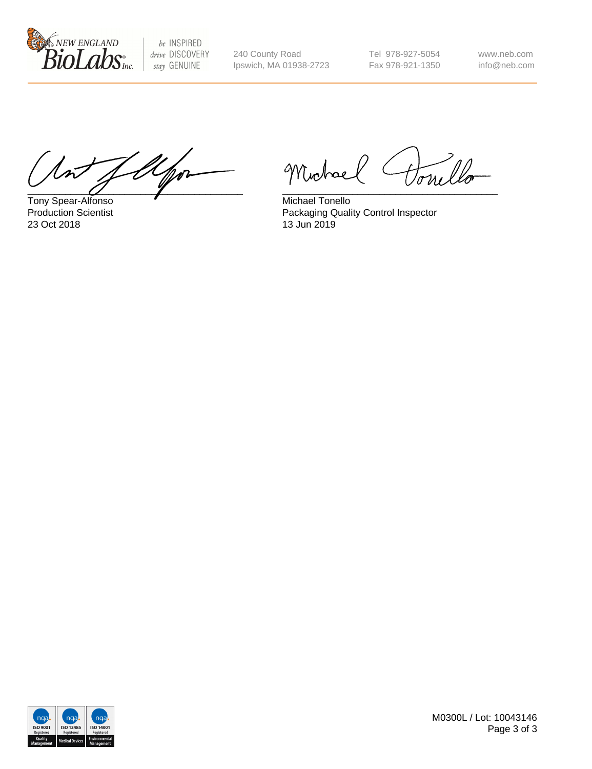Tony Spear-Alfonso
Production Scientist
23 Oct 2018

Michael Tonello
Packaging Quality Control Inspector
13 Jun 2019